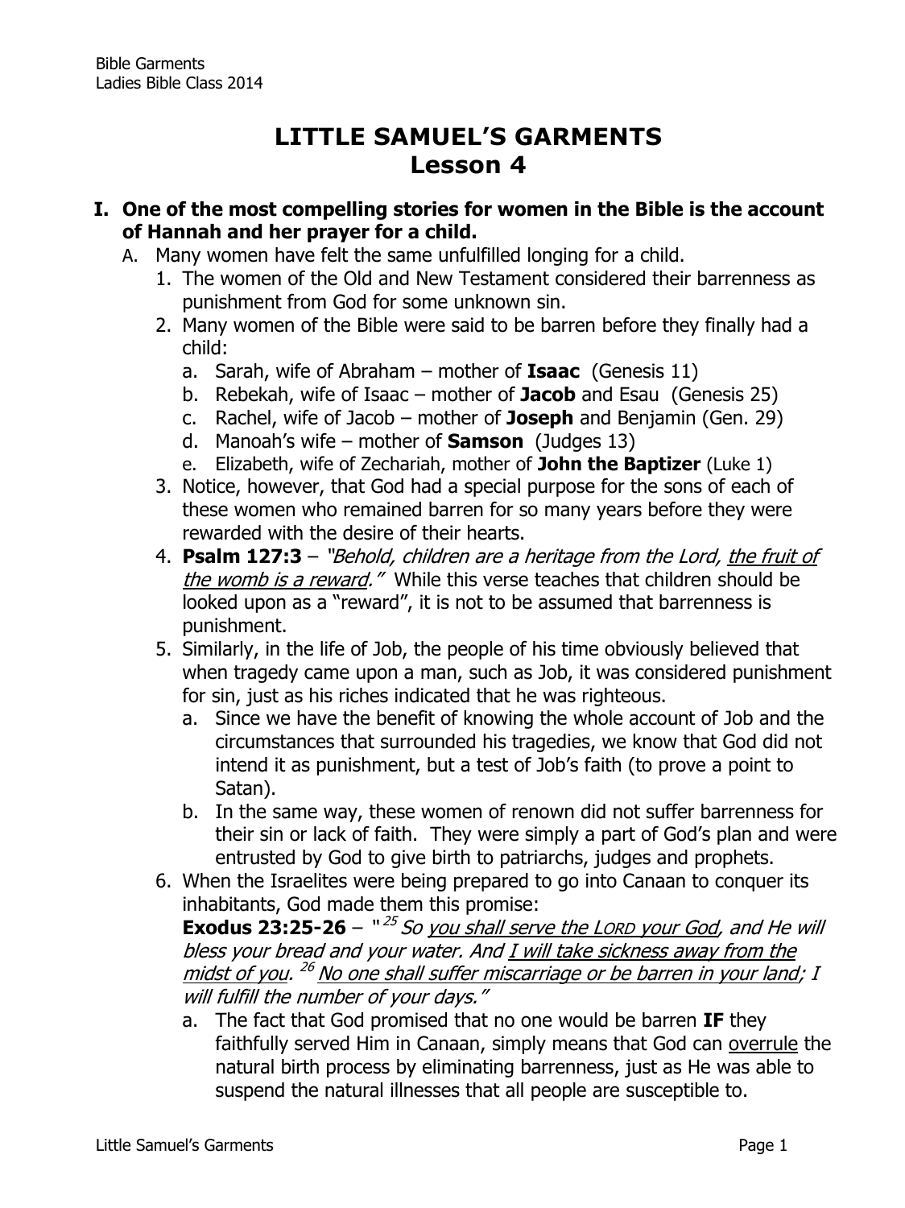# LITTLE SAMUEL'S GARMENTS
## Lesson 4

**I. One of the most compelling stories for women in the Bible is the account of Hannah and her prayer for a child.**

A. Many women have felt the same unfulfilled longing for a child.

1. The women of the Old and New Testament considered their barrenness as punishment from God for some unknown sin.
2. Many women of the Bible were said to be barren before they finally had a child:
   a. Sarah, wife of Abraham – mother of **Isaac** (Genesis 11)
   b. Rebekah, wife of Isaac – mother of **Jacob** and Esau (Genesis 25)
   c. Rachel, wife of Jacob – mother of **Joseph** and Benjamin (Gen. 29)
   d. Manoah's wife – mother of **Samson** (Judges 13)
   e. Elizabeth, wife of Zechariah, mother of **John the Baptizer** (Luke 1)
3. Notice, however, that God had a special purpose for the sons of each of these women who remained barren for so many years before they were rewarded with the desire of their hearts.
4. **Psalm 127:3** – *"Behold, children are a heritage from the Lord, the fruit of the womb is a reward."* While this verse teaches that children should be looked upon as a "reward", it is not to be assumed that barrenness is punishment.
5. Similarly, in the life of Job, the people of his time obviously believed that when tragedy came upon a man, such as Job, it was considered punishment for sin, just as his riches indicated that he was righteous.
   a. Since we have the benefit of knowing the whole account of Job and the circumstances that surrounded his tragedies, we know that God did not intend it as punishment, but a test of Job's faith (to prove a point to Satan).
   b. In the same way, these women of renown did not suffer barrenness for their sin or lack of faith. They were simply a part of God's plan and were entrusted by God to give birth to patriarchs, judges and prophets.
6. When the Israelites were being prepared to go into Canaan to conquer its inhabitants, God made them this promise:
   **Exodus 23:25-26** – *"[25] So you shall serve the LORD your God, and He will bless your bread and your water. And I will take sickness away from the midst of you. [26] No one shall suffer miscarriage or be barren in your land; I will fulfill the number of your days."*
   a. The fact that God promised that no one would be barren **IF** they faithfully served Him in Canaan, simply means that God can overrule the natural birth process by eliminating barrenness, just as He was able to suspend the natural illnesses that all people are susceptible to.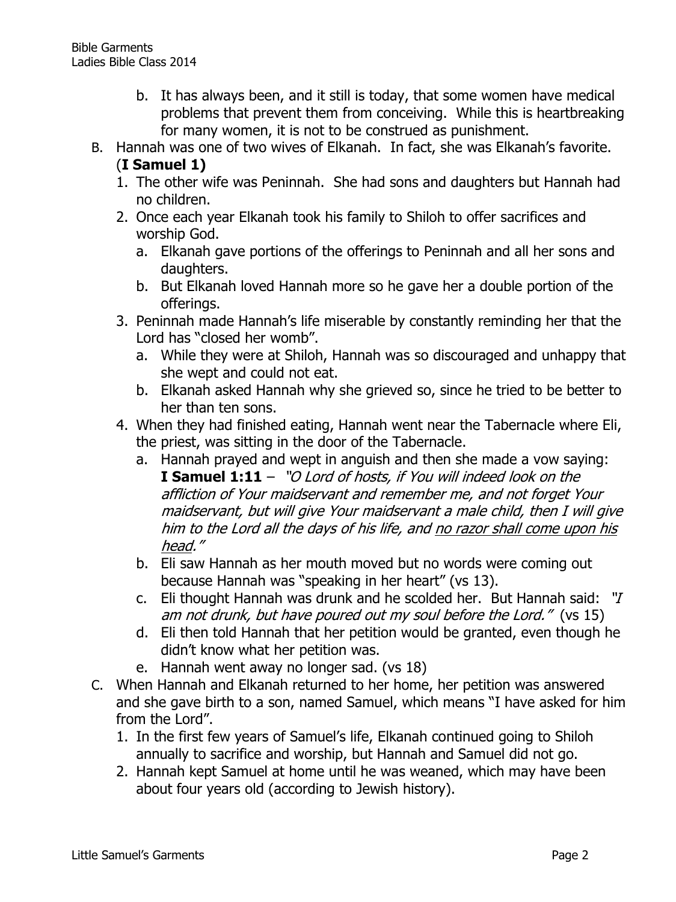b. It has always been, and it still is today, that some women have medical problems that prevent them from conceiving. While this is heartbreaking for many women, it is not to be construed as punishment.

B. Hannah was one of two wives of Elkanah. In fact, she was Elkanah's favorite. (**I Samuel 1)**

1. The other wife was Peninnah. She had sons and daughters but Hannah had no children.
2. Once each year Elkanah took his family to Shiloh to offer sacrifices and worship God.
   a. Elkanah gave portions of the offerings to Peninnah and all her sons and daughters.
   b. But Elkanah loved Hannah more so he gave her a double portion of the offerings.
3. Peninnah made Hannah's life miserable by constantly reminding her that the Lord has "closed her womb".
   a. While they were at Shiloh, Hannah was so discouraged and unhappy that she wept and could not eat.
   b. Elkanah asked Hannah why she grieved so, since he tried to be better to her than ten sons.
4. When they had finished eating, Hannah went near the Tabernacle where Eli, the priest, was sitting in the door of the Tabernacle.
   a. Hannah prayed and wept in anguish and then she made a vow saying: **I Samuel 1:11** – *"O Lord of hosts, if You will indeed look on the affliction of Your maidservant and remember me, and not forget Your maidservant, but will give Your maidservant a male child, then I will give him to the Lord all the days of his life, and <u>no razor shall come upon his head</u>."*
   b. Eli saw Hannah as her mouth moved but no words were coming out because Hannah was "speaking in her heart" (vs 13).
   c. Eli thought Hannah was drunk and he scolded her. But Hannah said: *"I am not drunk, but have poured out my soul before the Lord."* (vs 15)
   d. Eli then told Hannah that her petition would be granted, even though he didn't know what her petition was.
   e. Hannah went away no longer sad. (vs 18)

C. When Hannah and Elkanah returned to her home, her petition was answered and she gave birth to a son, named Samuel, which means "I have asked for him from the Lord".

1. In the first few years of Samuel's life, Elkanah continued going to Shiloh annually to sacrifice and worship, but Hannah and Samuel did not go.
2. Hannah kept Samuel at home until he was weaned, which may have been about four years old (according to Jewish history).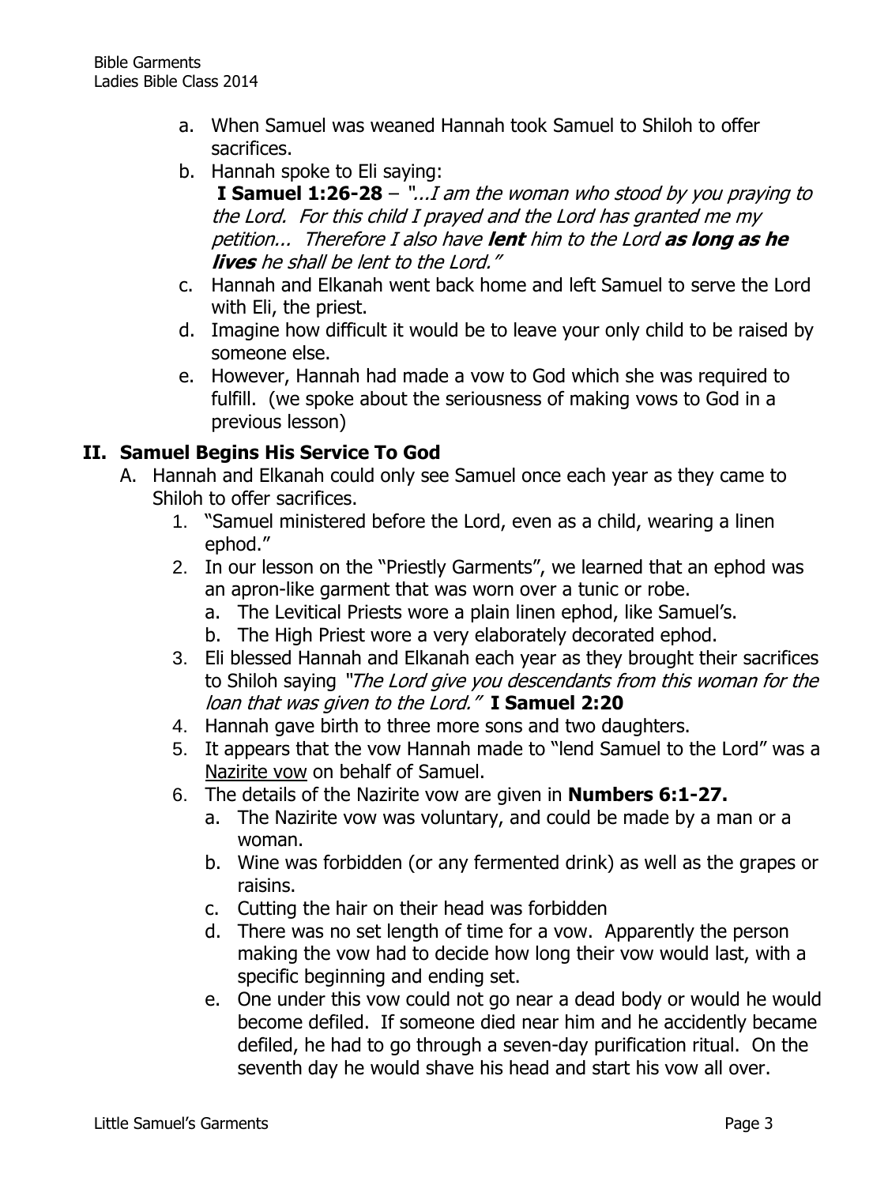a. When Samuel was weaned Hannah took Samuel to Shiloh to offer sacrifices.
b. Hannah spoke to Eli saying:
**I Samuel 1:26-28** – *"...I am the woman who stood by you praying to the Lord. For this child I prayed and the Lord has granted me my petition... Therefore I also have* ***lent*** *him to the Lord* ***as long as he lives*** *he shall be lent to the Lord."*
c. Hannah and Elkanah went back home and left Samuel to serve the Lord with Eli, the priest.
d. Imagine how difficult it would be to leave your only child to be raised by someone else.
e. However, Hannah had made a vow to God which she was required to fulfill. (we spoke about the seriousness of making vows to God in a previous lesson)

## II. Samuel Begins His Service To God

A. Hannah and Elkanah could only see Samuel once each year as they came to Shiloh to offer sacrifices.

1. "Samuel ministered before the Lord, even as a child, wearing a linen ephod."
2. In our lesson on the "Priestly Garments", we learned that an ephod was an apron-like garment that was worn over a tunic or robe.
   a. The Levitical Priests wore a plain linen ephod, like Samuel's.
   b. The High Priest wore a very elaborately decorated ephod.
3. Eli blessed Hannah and Elkanah each year as they brought their sacrifices to Shiloh saying *"The Lord give you descendants from this woman for the loan that was given to the Lord."* **I Samuel 2:20**
4. Hannah gave birth to three more sons and two daughters.
5. It appears that the vow Hannah made to "lend Samuel to the Lord" was a <u>Nazirite vow</u> on behalf of Samuel.
6. The details of the Nazirite vow are given in **Numbers 6:1-27.**
   a. The Nazirite vow was voluntary, and could be made by a man or a woman.
   b. Wine was forbidden (or any fermented drink) as well as the grapes or raisins.
   c. Cutting the hair on their head was forbidden
   d. There was no set length of time for a vow. Apparently the person making the vow had to decide how long their vow would last, with a specific beginning and ending set.
   e. One under this vow could not go near a dead body or would he would become defiled. If someone died near him and he accidently became defiled, he had to go through a seven-day purification ritual. On the seventh day he would shave his head and start his vow all over.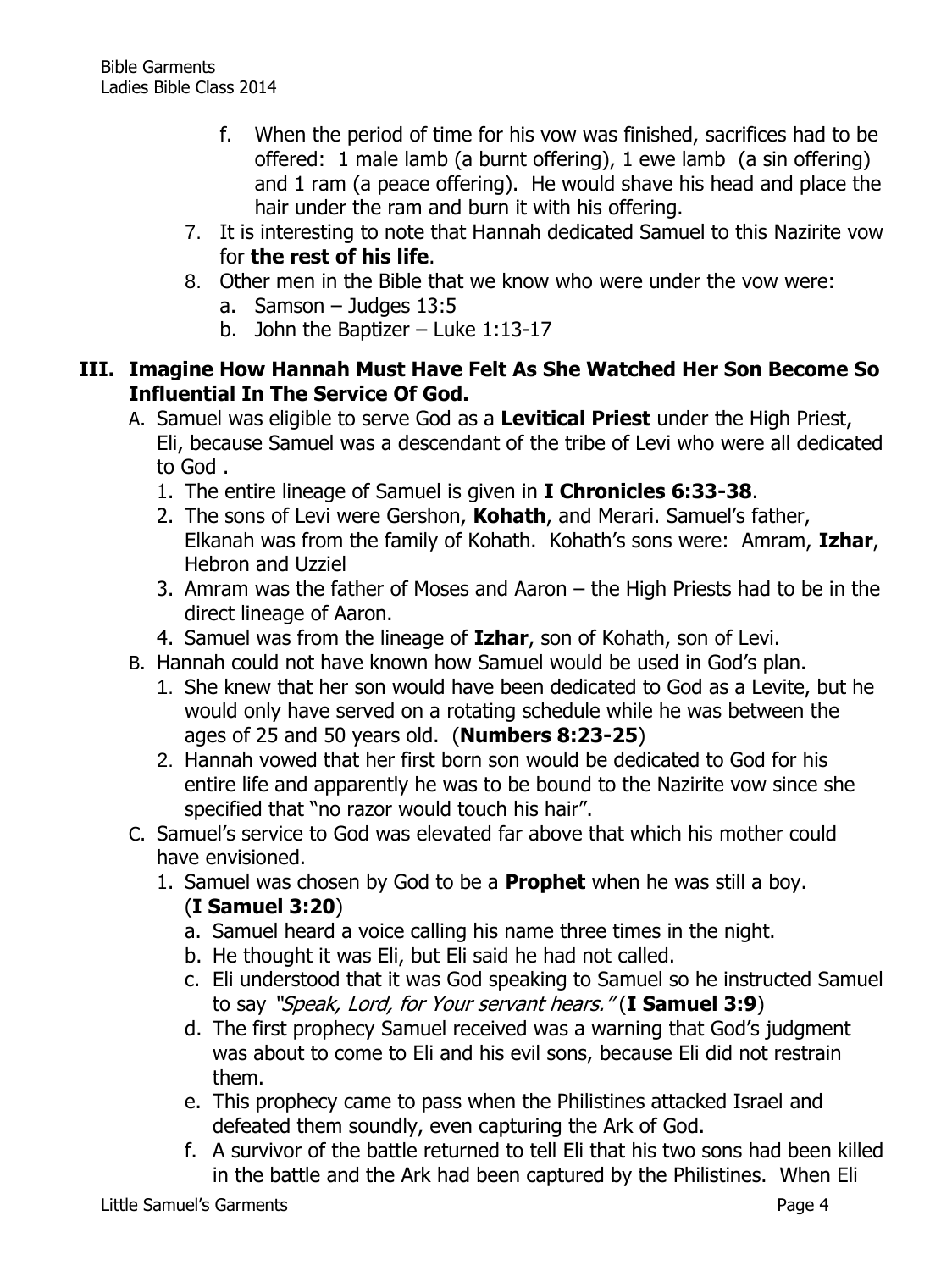f. When the period of time for his vow was finished, sacrifices had to be offered: 1 male lamb (a burnt offering), 1 ewe lamb (a sin offering) and 1 ram (a peace offering). He would shave his head and place the hair under the ram and burn it with his offering.

7. It is interesting to note that Hannah dedicated Samuel to this Nazirite vow for **the rest of his life**.
8. Other men in the Bible that we know who were under the vow were:
   a. Samson – Judges 13:5
   b. John the Baptizer – Luke 1:13-17

## III. Imagine How Hannah Must Have Felt As She Watched Her Son Become So Influential In The Service Of God.

A. Samuel was eligible to serve God as a **Levitical Priest** under the High Priest, Eli, because Samuel was a descendant of the tribe of Levi who were all dedicated to God .
   1. The entire lineage of Samuel is given in **I Chronicles 6:33-38**.
   2. The sons of Levi were Gershon, **Kohath**, and Merari. Samuel's father, Elkanah was from the family of Kohath. Kohath's sons were: Amram, **Izhar**, Hebron and Uzziel
   3. Amram was the father of Moses and Aaron – the High Priests had to be in the direct lineage of Aaron.
   4. Samuel was from the lineage of **Izhar**, son of Kohath, son of Levi.

B. Hannah could not have known how Samuel would be used in God's plan.
   1. She knew that her son would have been dedicated to God as a Levite, but he would only have served on a rotating schedule while he was between the ages of 25 and 50 years old. (**Numbers 8:23-25**)
   2. Hannah vowed that her first born son would be dedicated to God for his entire life and apparently he was to be bound to the Nazirite vow since she specified that "no razor would touch his hair".

C. Samuel's service to God was elevated far above that which his mother could have envisioned.
   1. Samuel was chosen by God to be a **Prophet** when he was still a boy. (**I Samuel 3:20**)
      a. Samuel heard a voice calling his name three times in the night.
      b. He thought it was Eli, but Eli said he had not called.
      c. Eli understood that it was God speaking to Samuel so he instructed Samuel to say *"Speak, Lord, for Your servant hears."* (**I Samuel 3:9**)
      d. The first prophecy Samuel received was a warning that God's judgment was about to come to Eli and his evil sons, because Eli did not restrain them.
      e. This prophecy came to pass when the Philistines attacked Israel and defeated them soundly, even capturing the Ark of God.
      f. A survivor of the battle returned to tell Eli that his two sons had been killed in the battle and the Ark had been captured by the Philistines. When Eli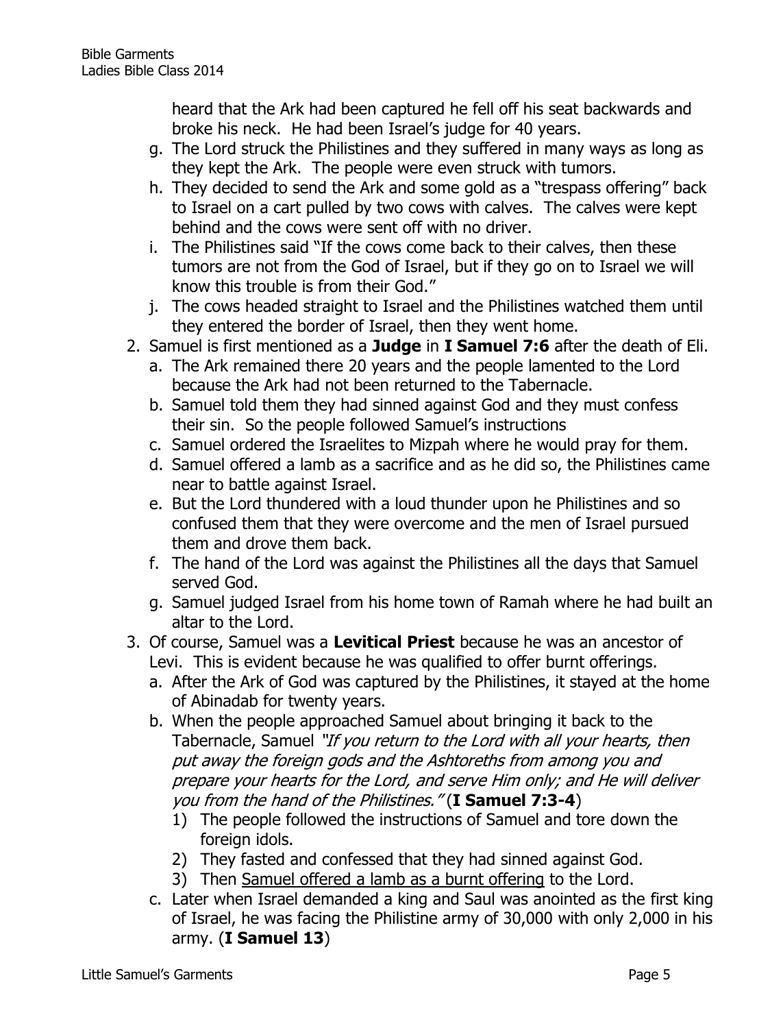heard that the Ark had been captured he fell off his seat backwards and broke his neck. He had been Israel's judge for 40 years.

   g. The Lord struck the Philistines and they suffered in many ways as long as they kept the Ark. The people were even struck with tumors.
   h. They decided to send the Ark and some gold as a "trespass offering" back to Israel on a cart pulled by two cows with calves. The calves were kept behind and the cows were sent off with no driver.
   i. The Philistines said "If the cows come back to their calves, then these tumors are not from the God of Israel, but if they go on to Israel we will know this trouble is from their God."
   j. The cows headed straight to Israel and the Philistines watched them until they entered the border of Israel, then they went home.

2. Samuel is first mentioned as a **Judge** in **I Samuel 7:6** after the death of Eli.
   a. The Ark remained there 20 years and the people lamented to the Lord because the Ark had not been returned to the Tabernacle.
   b. Samuel told them they had sinned against God and they must confess their sin. So the people followed Samuel's instructions
   c. Samuel ordered the Israelites to Mizpah where he would pray for them.
   d. Samuel offered a lamb as a sacrifice and as he did so, the Philistines came near to battle against Israel.
   e. But the Lord thundered with a loud thunder upon he Philistines and so confused them that they were overcome and the men of Israel pursued them and drove them back.
   f. The hand of the Lord was against the Philistines all the days that Samuel served God.
   g. Samuel judged Israel from his home town of Ramah where he had built an altar to the Lord.

3. Of course, Samuel was a **Levitical Priest** because he was an ancestor of Levi. This is evident because he was qualified to offer burnt offerings.
   a. After the Ark of God was captured by the Philistines, it stayed at the home of Abinadab for twenty years.
   b. When the people approached Samuel about bringing it back to the Tabernacle, Samuel *"If you return to the Lord with all your hearts, then put away the foreign gods and the Ashtoreths from among you and prepare your hearts for the Lord, and serve Him only; and He will deliver you from the hand of the Philistines."* (**I Samuel 7:3-4**)
      1) The people followed the instructions of Samuel and tore down the foreign idols.
      2) They fasted and confessed that they had sinned against God.
      3) Then <u>Samuel offered a lamb as a burnt offering</u> to the Lord.
   c. Later when Israel demanded a king and Saul was anointed as the first king of Israel, he was facing the Philistine army of 30,000 with only 2,000 in his army. (**I Samuel 13**)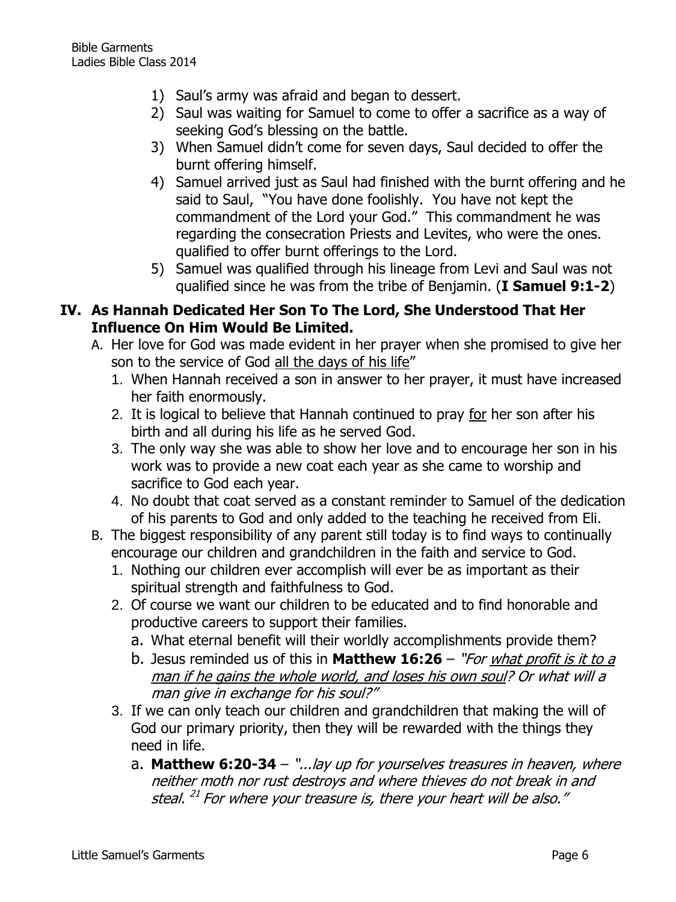1) Saul's army was afraid and began to dessert.
2) Saul was waiting for Samuel to come to offer a sacrifice as a way of seeking God's blessing on the battle.
3) When Samuel didn't come for seven days, Saul decided to offer the burnt offering himself.
4) Samuel arrived just as Saul had finished with the burnt offering and he said to Saul, "You have done foolishly. You have not kept the commandment of the Lord your God." This commandment he was regarding the consecration Priests and Levites, who were the ones. qualified to offer burnt offerings to the Lord.
5) Samuel was qualified through his lineage from Levi and Saul was not qualified since he was from the tribe of Benjamin. (**I Samuel 9:1-2**)

## IV. As Hannah Dedicated Her Son To The Lord, She Understood That Her Influence On Him Would Be Limited.

A. Her love for God was made evident in her prayer when she promised to give her son to the service of God all the days of his life"
   1. When Hannah received a son in answer to her prayer, it must have increased her faith enormously.
   2. It is logical to believe that Hannah continued to pray for her son after his birth and all during his life as he served God.
   3. The only way she was able to show her love and to encourage her son in his work was to provide a new coat each year as she came to worship and sacrifice to God each year.
   4. No doubt that coat served as a constant reminder to Samuel of the dedication of his parents to God and only added to the teaching he received from Eli.

B. The biggest responsibility of any parent still today is to find ways to continually encourage our children and grandchildren in the faith and service to God.
   1. Nothing our children ever accomplish will ever be as important as their spiritual strength and faithfulness to God.
   2. Of course we want our children to be educated and to find honorable and productive careers to support their families.
      a. What eternal benefit will their worldly accomplishments provide them?
      b. Jesus reminded us of this in **Matthew 16:26** – *"For what profit is it to a man if he gains the whole world, and loses his own soul? Or what will a man give in exchange for his soul?"*
   3. If we can only teach our children and grandchildren that making the will of God our primary priority, then they will be rewarded with the things they need in life.
      a. **Matthew 6:20-34** – *"...lay up for yourselves treasures in heaven, where neither moth nor rust destroys and where thieves do not break in and steal. [21] For where your treasure is, there your heart will be also."*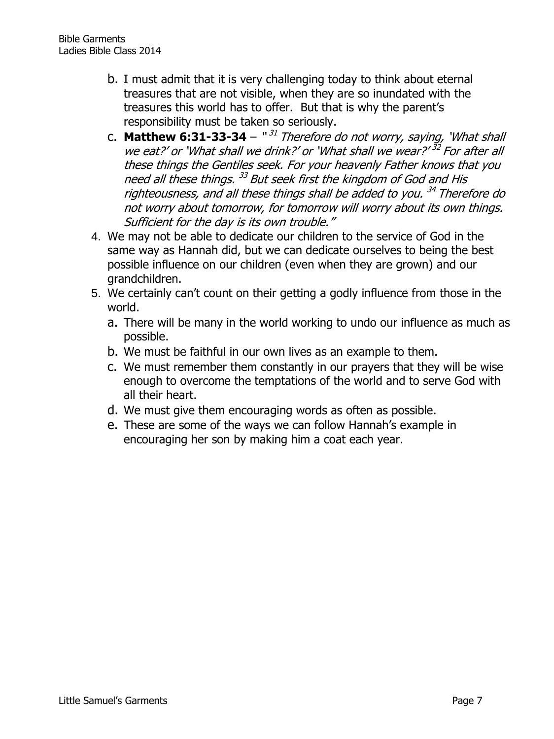b. I must admit that it is very challenging today to think about eternal treasures that are not visible, when they are so inundated with the treasures this world has to offer. But that is why the parent's responsibility must be taken so seriously.

c. **Matthew 6:31-33-34** – "[31] *Therefore do not worry, saying, 'What shall we eat?' or 'What shall we drink?' or 'What shall we wear?'* [32] *For after all these things the Gentiles seek. For your heavenly Father knows that you need all these things.* [33] *But seek first the kingdom of God and His righteousness, and all these things shall be added to you.* [34] *Therefore do not worry about tomorrow, for tomorrow will worry about its own things. Sufficient for the day is its own trouble."*

4. We may not be able to dedicate our children to the service of God in the same way as Hannah did, but we can dedicate ourselves to being the best possible influence on our children (even when they are grown) and our grandchildren.
5. We certainly can't count on their getting a godly influence from those in the world.
   a. There will be many in the world working to undo our influence as much as possible.
   b. We must be faithful in our own lives as an example to them.
   c. We must remember them constantly in our prayers that they will be wise enough to overcome the temptations of the world and to serve God with all their heart.
   d. We must give them encouraging words as often as possible.
   e. These are some of the ways we can follow Hannah's example in encouraging her son by making him a coat each year.